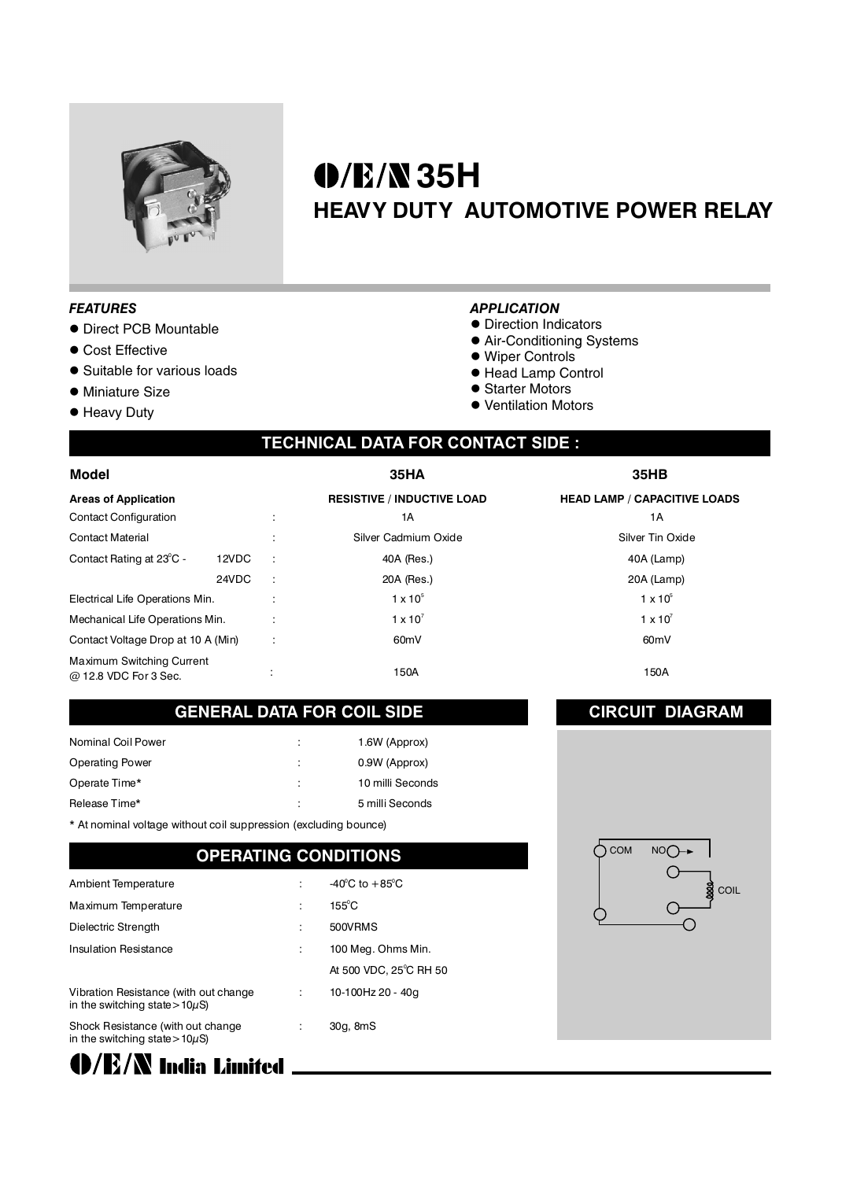# O/E/N 35H

## HEAVY DUTY AUTOMOTIVE POWER RELAY

### *FEATURES*

- Direct PCB Mountable
- Cost Effective
- Suitable for various loads
- Miniature Size
- Heavy Duty

### *APPLICATION*

- Direction Indicators
- Air-Conditioning Systems
- Wiper Controls
- Head Lamp Control
- Starter Motors
- Ventilation Motors

## TECHNICAL DATA FOR CONTACT SIDE :

| Model | | | 35HA | 35HB |
|---|---|---|---|---|
| **Areas of Application** | | | **RESISTIVE / INDUCTIVE LOAD** | **HEAD LAMP / CAPACITIVE LOADS** |
| Contact Configuration | | : | 1A | 1A |
| Contact Material | | : | Silver Cadmium Oxide | Silver Tin Oxide |
| Contact Rating at 23°C - | 12VDC | : | 40A (Res.) | 40A (Lamp) |
| | 24VDC | : | 20A (Res.) | 20A (Lamp) |
| Electrical Life Operations Min. | | : | $1 \times 10^5$ | $1 \times 10^5$ |
| Mechanical Life Operations Min. | | : | $1 \times 10^7$ | $1 \times 10^7$ |
| Contact Voltage Drop at 10 A (Min) | | : | 60mV | 60mV |
| Maximum Switching Current @ 12.8 VDC For 3 Sec. | | : | 150A | 150A |

## GENERAL DATA FOR COIL SIDE

| | | |
|---|---|---|
| Nominal Coil Power | : | 1.6W (Approx) |
| Operating Power | : | 0.9W (Approx) |
| Operate Time* | : | 10 milli Seconds |
| Release Time* | : | 5 milli Seconds |

* At nominal voltage without coil suppression (excluding bounce)

## OPERATING CONDITIONS

| | | |
|---|---|---|
| Ambient Temperature | : | -40°C to +85°C |
| Maximum Temperature | : | 155°C |
| Dielectric Strength | : | 500VRMS |
| Insulation Resistance | : | 100 Meg. Ohms Min. At 500 VDC, 25°C RH 50 |
| Vibration Resistance (with out change in the switching state > 10μS) | : | 10-100Hz 20 - 40g |
| Shock Resistance (with out change in the switching state > 10μS) | : | 30g, 8mS |

## CIRCUIT DIAGRAM

COM NO COIL

O/E/N India Limited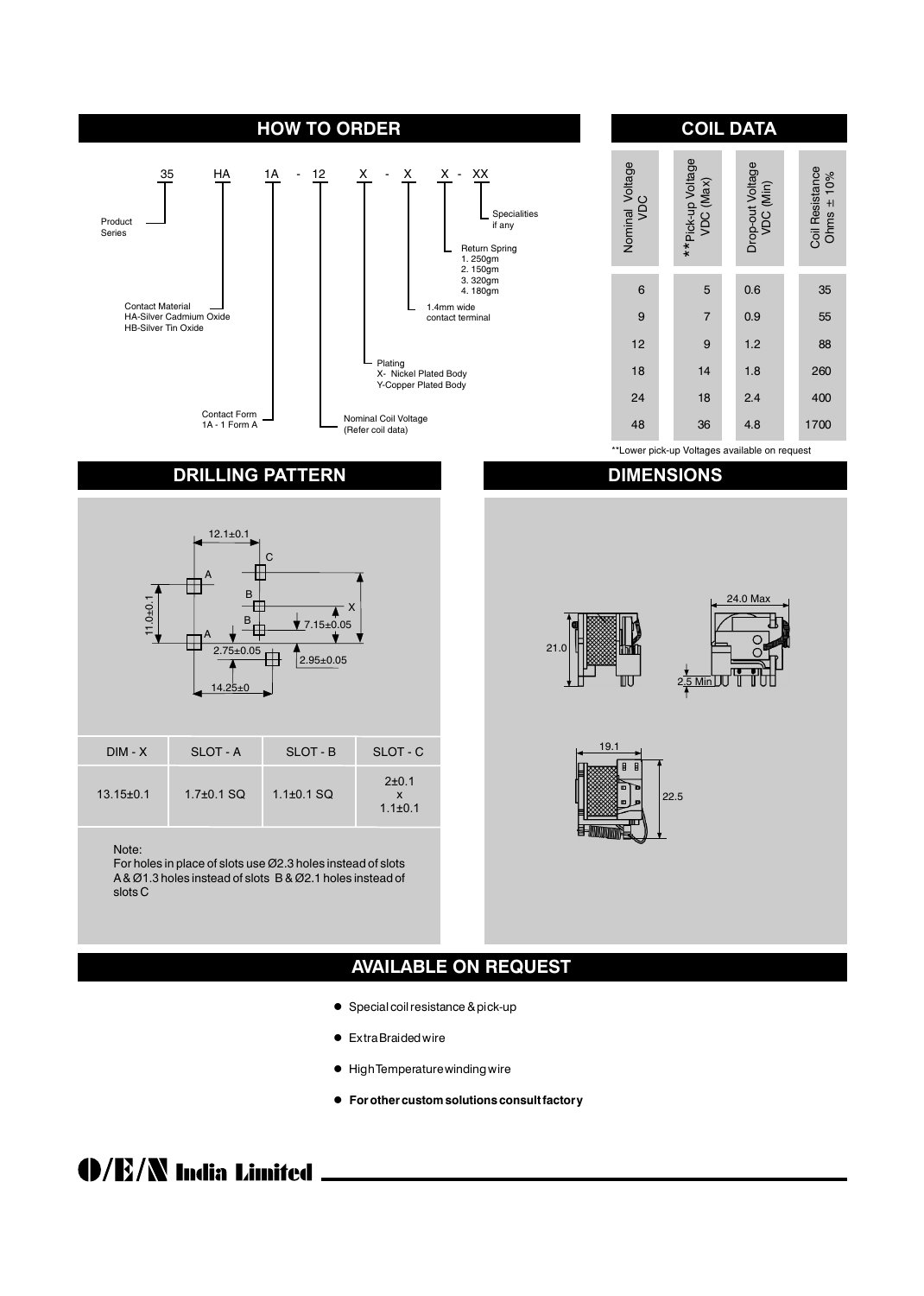## HOW TO ORDER

35 HA 1A - 12 X - X X - XX

- Product Series (35)
- Contact Material: HA-Silver Cadmium Oxide, HB-Silver Tin Oxide
- Contact Form: 1A - 1 Form A
- Nominal Coil Voltage (Refer coil data)
- Plating: X- Nickel Plated Body, Y-Copper Plated Body
- 1.4mm wide contact terminal
- Return Spring: 1. 250gm, 2. 150gm, 3. 320gm, 4. 180gm
- Specialities if any

## COIL DATA

| Nominal Voltage VDC | **Pick-up Voltage VDC (Max) | Drop-out Voltage VDC (Min) | Coil Resistance Ohms ± 10% |
|---|---|---|---|
| 6 | 5 | 0.6 | 35 |
| 9 | 7 | 0.9 | 55 |
| 12 | 9 | 1.2 | 88 |
| 18 | 14 | 1.8 | 260 |
| 24 | 18 | 2.4 | 400 |
| 48 | 36 | 4.8 | 1700 |

**Lower pick-up Voltages available on request

## DRILLING PATTERN

12.1±0.1
C
A
B
X
B
7.15±0.05
A
11.0±0.1
2.75±0.05
2.95±0.05
14.25±0

| DIM - X | SLOT - A | SLOT - B | SLOT - C |
|---|---|---|---|
| 13.15±0.1 | 1.7±0.1 SQ | 1.1±0.1 SQ | 2±0.1 x 1.1±0.1 |

Note:
For holes in place of slots use Ø2.3 holes instead of slots A & Ø1.3 holes instead of slots B & Ø2.1 holes instead of slots C

## DIMENSIONS

21.0
24.0 Max
2.5 Min
19.1
22.5

## AVAILABLE ON REQUEST

- Special coil resistance & pick-up
- Extra Braided wire
- High Temperature winding wire
- **For other custom solutions consult factory**

**O/E/N India Limited**